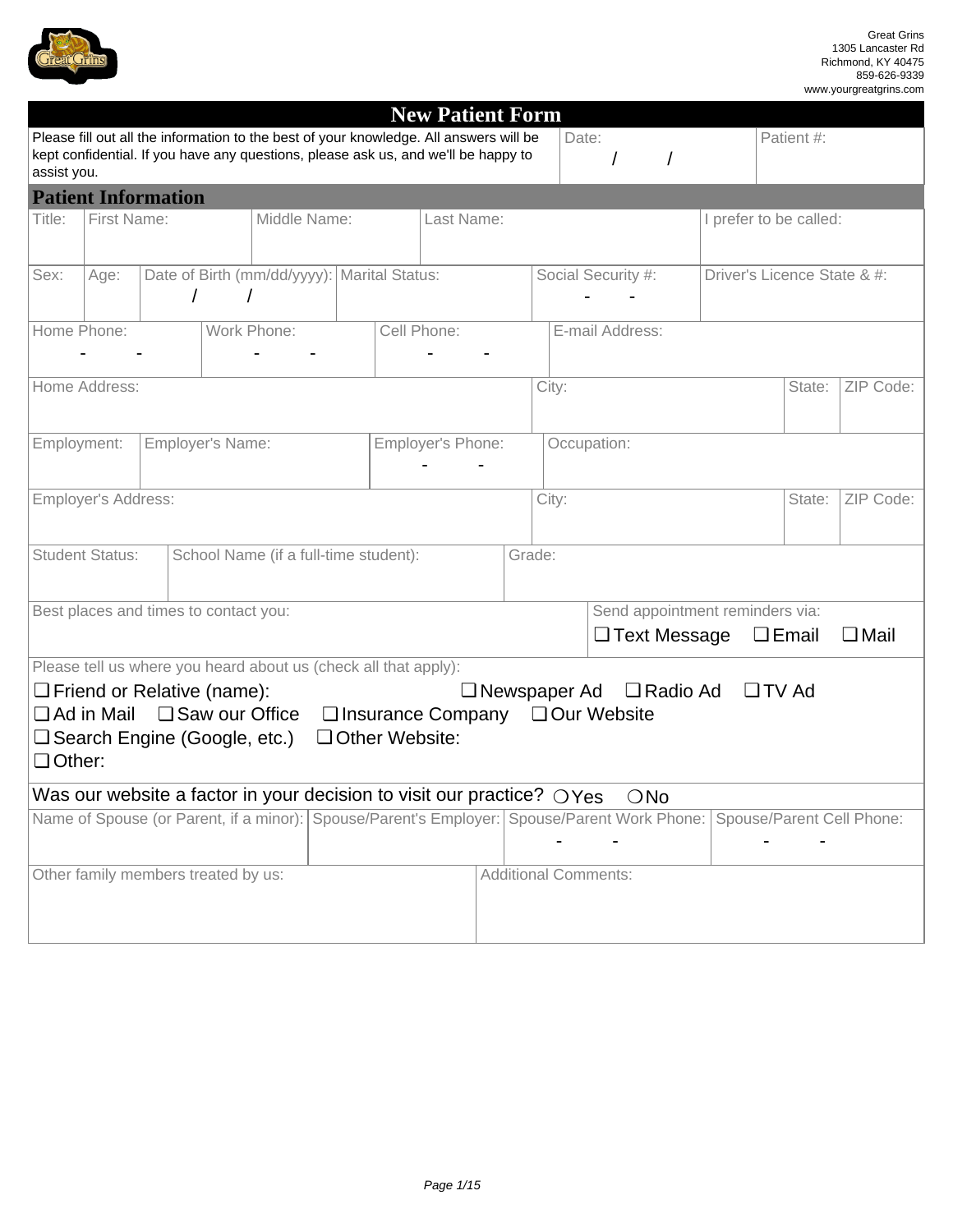Great Grins
1305 Lancaster Rd
Richmond, KY 40475
859-626-9339
www.yourgreatgrins.com

# New Patient Form

| Please fill out all the information to the best of your knowledge. All answers will be kept confidential. If you have any questions, please ask us, and we'll be happy to assist you. | Date: / / | Patient #: |
|---|---|---|

## Patient Information

| Title: | First Name: | Middle Name: | Last Name: | I prefer to be called: |
|---|---|---|---|---|
| | | | | |

| Sex: | Age: | Date of Birth (mm/dd/yyyy): / / | Marital Status: | Social Security #: - - | Driver's Licence State & #: |
|---|---|---|---|---|---|
| | | | | | |

| Home Phone: - - | Work Phone: - - | Cell Phone: - - | E-mail Address: |
|---|---|---|---|
| | | | |

| Home Address: | City: | State: | ZIP Code: |
|---|---|---|---|
| | | | |

| Employment: | Employer's Name: | Employer's Phone: - - | Occupation: |
|---|---|---|---|
| | | | |

| Employer's Address: | City: | State: | ZIP Code: |
|---|---|---|---|
| | | | |

| Student Status: | School Name (if a full-time student): | Grade: |
|---|---|---|
| | | |

| Best places and times to contact you: | Send appointment reminders via: ❑ Text Message ❑ Email ❑ Mail |
|---|---|
| | |

Please tell us where you heard about us (check all that apply):

❑ Friend or Relative (name): ❑ Newspaper Ad ❑ Radio Ad ❑ TV Ad
❑ Ad in Mail ❑ Saw our Office ❑ Insurance Company ❑ Our Website
❑ Search Engine (Google, etc.) ❑ Other Website:
❑ Other:

Was our website a factor in your decision to visit our practice? ❍ Yes ❍ No

| Name of Spouse (or Parent, if a minor): | Spouse/Parent's Employer: | Spouse/Parent Work Phone: - - | Spouse/Parent Cell Phone: - - |
|---|---|---|---|
| | | | |

| Other family members treated by us: | Additional Comments: |
|---|---|
| | |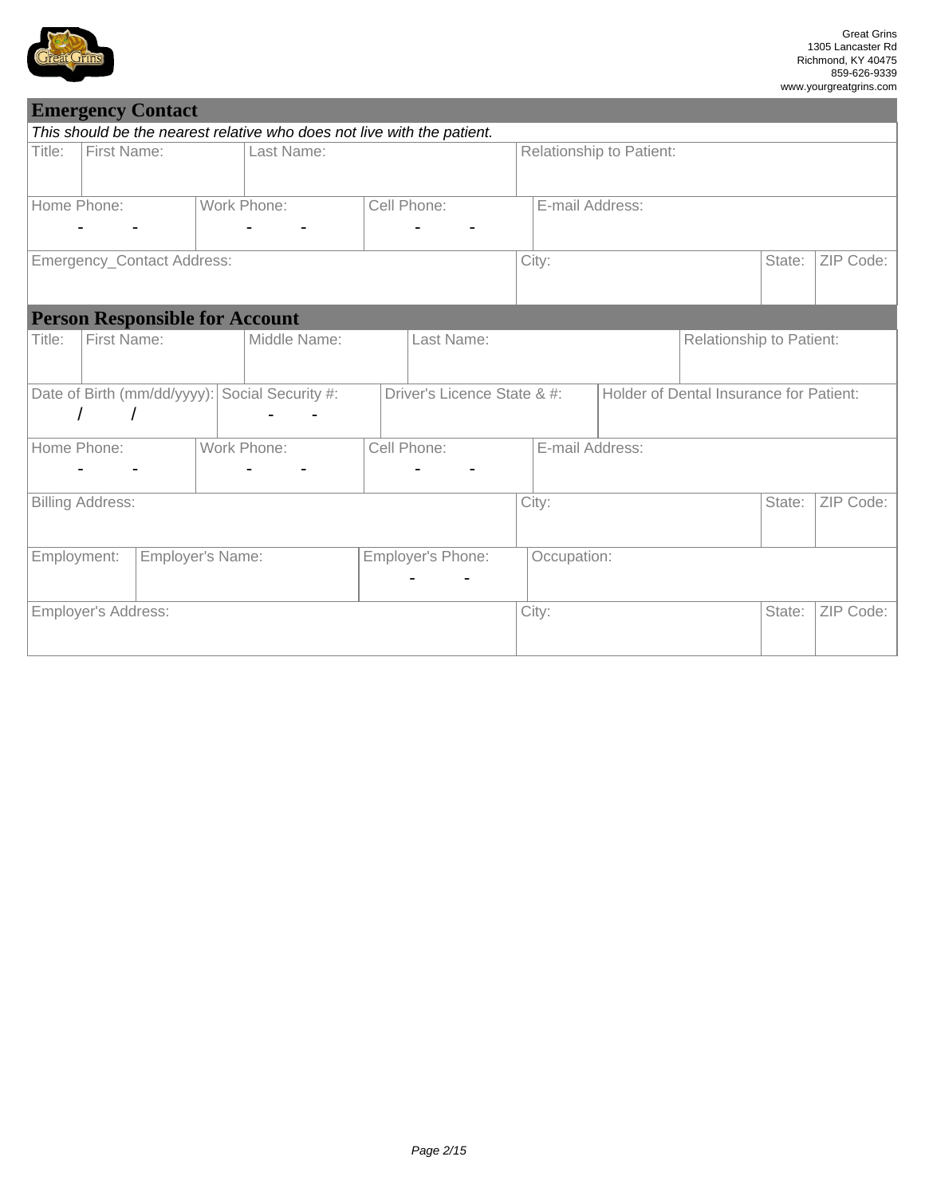Great Grins
1305 Lancaster Rd
Richmond, KY 40475
859-626-9339
www.yourgreatgrins.com

## Emergency Contact

*This should be the nearest relative who does not live with the patient.*

| Title: | First Name: | Last Name: | Relationship to Patient: |
| --- | --- | --- | --- |
| | | | |

| Home Phone: | Work Phone: | Cell Phone: | E-mail Address: |
| --- | --- | --- | --- |
| - - | - - | - - | |

| Emergency_Contact Address: | City: | State: | ZIP Code: |
| --- | --- | --- | --- |
| | | | |

## Person Responsible for Account

| Title: | First Name: | Middle Name: | Last Name: | Relationship to Patient: |
| --- | --- | --- | --- | --- |
| | | | | |

| Date of Birth (mm/dd/yyyy): | Social Security #: | Driver's Licence State & #: | Holder of Dental Insurance for Patient: |
| --- | --- | --- | --- |
| / / | - - | | |

| Home Phone: | Work Phone: | Cell Phone: | E-mail Address: |
| --- | --- | --- | --- |
| - - | - - | - - | |

| Billing Address: | City: | State: | ZIP Code: |
| --- | --- | --- | --- |
| | | | |

| Employment: | Employer's Name: | Employer's Phone: | Occupation: |
| --- | --- | --- | --- |
| | | - - | |

| Employer's Address: | City: | State: | ZIP Code: |
| --- | --- | --- | --- |
| | | | |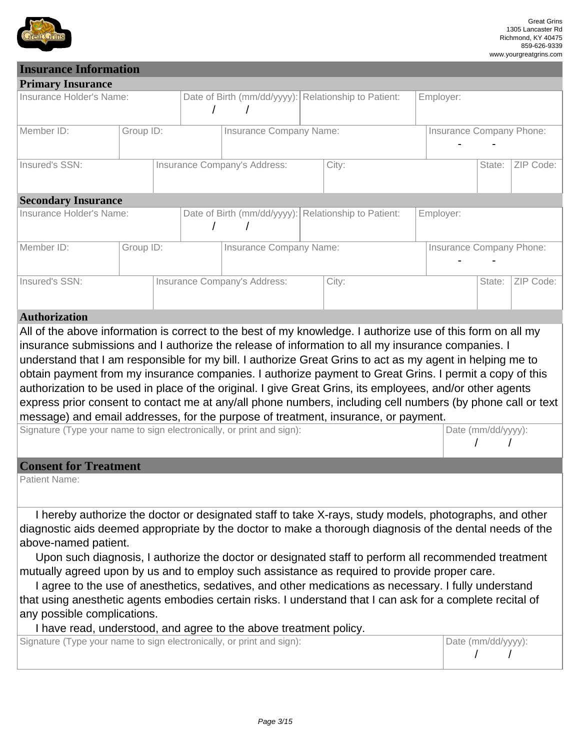Great Grins
1305 Lancaster Rd
Richmond, KY 40475
859-626-9339
www.yourgreatgrins.com

## Insurance Information

### Primary Insurance

| Insurance Holder's Name: | Date of Birth (mm/dd/yyyy): / / | Relationship to Patient: | Employer: |
|---|---|---|---|

| Member ID: | Group ID: | Insurance Company Name: | Insurance Company Phone: - - |
|---|---|---|---|

| Insured's SSN: | Insurance Company's Address: | City: | State: | ZIP Code: |
|---|---|---|---|---|

### Secondary Insurance

| Insurance Holder's Name: | Date of Birth (mm/dd/yyyy): / / | Relationship to Patient: | Employer: |
|---|---|---|---|

| Member ID: | Group ID: | Insurance Company Name: | Insurance Company Phone: - - |
|---|---|---|---|

| Insured's SSN: | Insurance Company's Address: | City: | State: | ZIP Code: |
|---|---|---|---|---|

### Authorization

All of the above information is correct to the best of my knowledge. I authorize use of this form on all my insurance submissions and I authorize the release of information to all my insurance companies. I understand that I am responsible for my bill. I authorize Great Grins to act as my agent in helping me to obtain payment from my insurance companies. I authorize payment to Great Grins. I permit a copy of this authorization to be used in place of the original. I give Great Grins, its employees, and/or other agents express prior consent to contact me at any/all phone numbers, including cell numbers (by phone call or text message) and email addresses, for the purpose of treatment, insurance, or payment.

| Signature (Type your name to sign electronically, or print and sign): | Date (mm/dd/yyyy): / / |
|---|---|

## Consent for Treatment

Patient Name:

I hereby authorize the doctor or designated staff to take X-rays, study models, photographs, and other diagnostic aids deemed appropriate by the doctor to make a thorough diagnosis of the dental needs of the above-named patient.

Upon such diagnosis, I authorize the doctor or designated staff to perform all recommended treatment mutually agreed upon by us and to employ such assistance as required to provide proper care.

I agree to the use of anesthetics, sedatives, and other medications as necessary. I fully understand that using anesthetic agents embodies certain risks. I understand that I can ask for a complete recital of any possible complications.

I have read, understood, and agree to the above treatment policy.

| Signature (Type your name to sign electronically, or print and sign): | Date (mm/dd/yyyy): / / |
|---|---|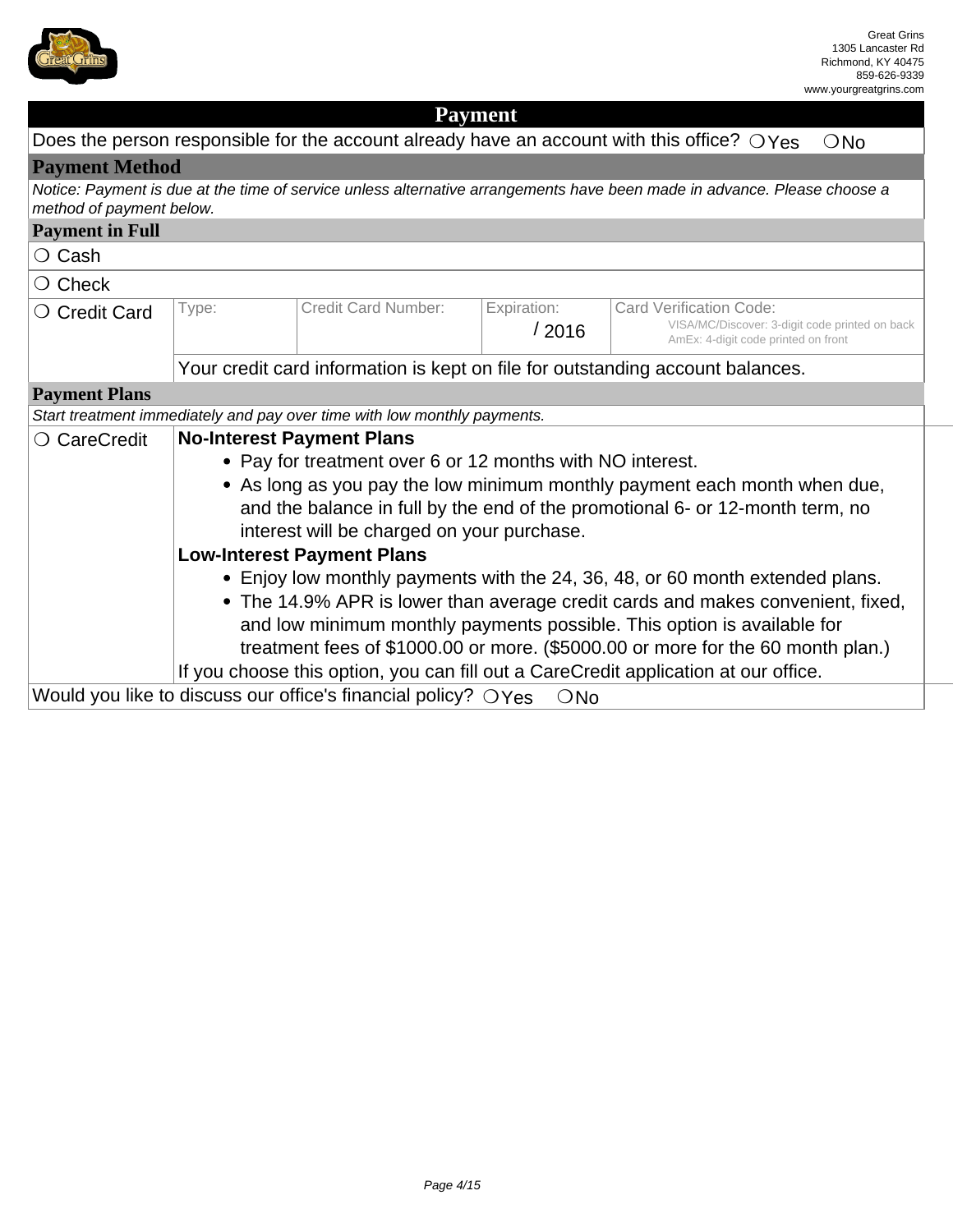Great Grins
1305 Lancaster Rd
Richmond, KY 40475
859-626-9339
www.yourgreatgrins.com

## Payment

Does the person responsible for the account already have an account with this office? ❍ Yes ❍ No

### Payment Method

*Notice: Payment is due at the time of service unless alternative arrangements have been made in advance. Please choose a method of payment below.*

#### Payment in Full

❍ Cash

❍ Check

| ❍ Credit Card | Type: | Credit Card Number: | Expiration: / 2016 | Card Verification Code: VISA/MC/Discover: 3-digit code printed on back AmEx: 4-digit code printed on front |
|---|---|---|---|---|
| | Your credit card information is kept on file for outstanding account balances. | | | |

#### Payment Plans

*Start treatment immediately and pay over time with low monthly payments.*

❍ CareCredit

**No-Interest Payment Plans**

- Pay for treatment over 6 or 12 months with NO interest.
- As long as you pay the low minimum monthly payment each month when due, and the balance in full by the end of the promotional 6- or 12-month term, no interest will be charged on your purchase.

**Low-Interest Payment Plans**

- Enjoy low monthly payments with the 24, 36, 48, or 60 month extended plans.
- The 14.9% APR is lower than average credit cards and makes convenient, fixed, and low minimum monthly payments possible. This option is available for treatment fees of $1000.00 or more. ($5000.00 or more for the 60 month plan.)

If you choose this option, you can fill out a CareCredit application at our office.

Would you like to discuss our office's financial policy? ❍ Yes ❍ No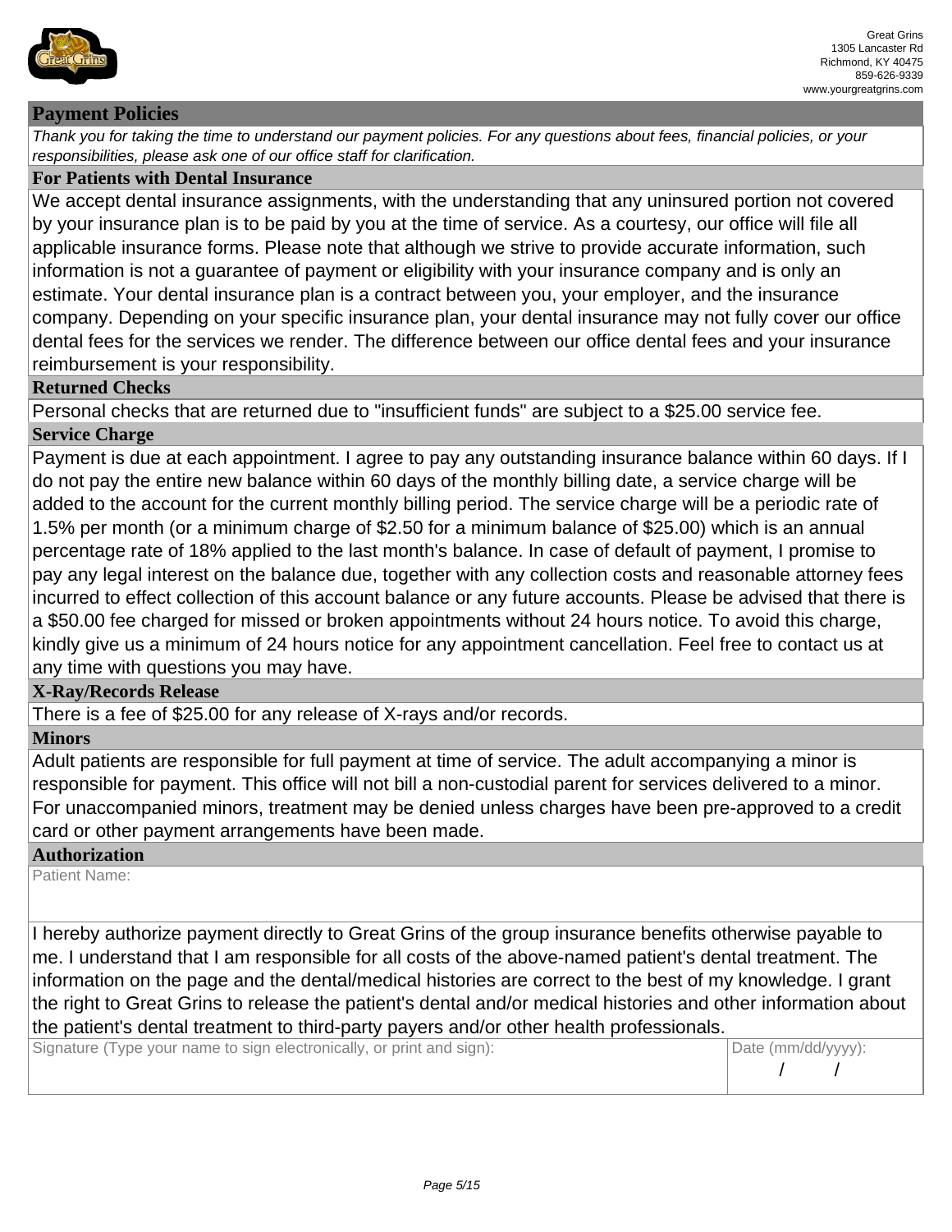Great Grins
1305 Lancaster Rd
Richmond, KY 40475
859-626-9339
www.yourgreatgrins.com

## Payment Policies

*Thank you for taking the time to understand our payment policies. For any questions about fees, financial policies, or your responsibilities, please ask one of our office staff for clarification.*

### For Patients with Dental Insurance

We accept dental insurance assignments, with the understanding that any uninsured portion not covered by your insurance plan is to be paid by you at the time of service. As a courtesy, our office will file all applicable insurance forms. Please note that although we strive to provide accurate information, such information is not a guarantee of payment or eligibility with your insurance company and is only an estimate. Your dental insurance plan is a contract between you, your employer, and the insurance company. Depending on your specific insurance plan, your dental insurance may not fully cover our office dental fees for the services we render. The difference between our office dental fees and your insurance reimbursement is your responsibility.

### Returned Checks

Personal checks that are returned due to "insufficient funds" are subject to a $25.00 service fee.

### Service Charge

Payment is due at each appointment. I agree to pay any outstanding insurance balance within 60 days. If I do not pay the entire new balance within 60 days of the monthly billing date, a service charge will be added to the account for the current monthly billing period. The service charge will be a periodic rate of 1.5% per month (or a minimum charge of $2.50 for a minimum balance of $25.00) which is an annual percentage rate of 18% applied to the last month's balance. In case of default of payment, I promise to pay any legal interest on the balance due, together with any collection costs and reasonable attorney fees incurred to effect collection of this account balance or any future accounts. Please be advised that there is a $50.00 fee charged for missed or broken appointments without 24 hours notice. To avoid this charge, kindly give us a minimum of 24 hours notice for any appointment cancellation. Feel free to contact us at any time with questions you may have.

### X-Ray/Records Release

There is a fee of $25.00 for any release of X-rays and/or records.

### Minors

Adult patients are responsible for full payment at time of service. The adult accompanying a minor is responsible for payment. This office will not bill a non-custodial parent for services delivered to a minor. For unaccompanied minors, treatment may be denied unless charges have been pre-approved to a credit card or other payment arrangements have been made.

### Authorization

Patient Name:

I hereby authorize payment directly to Great Grins of the group insurance benefits otherwise payable to me. I understand that I am responsible for all costs of the above-named patient's dental treatment. The information on the page and the dental/medical histories are correct to the best of my knowledge. I grant the right to Great Grins to release the patient's dental and/or medical histories and other information about the patient's dental treatment to third-party payers and/or other health professionals.

| Signature (Type your name to sign electronically, or print and sign): | Date (mm/dd/yyyy): |
|---|---|
| | / / |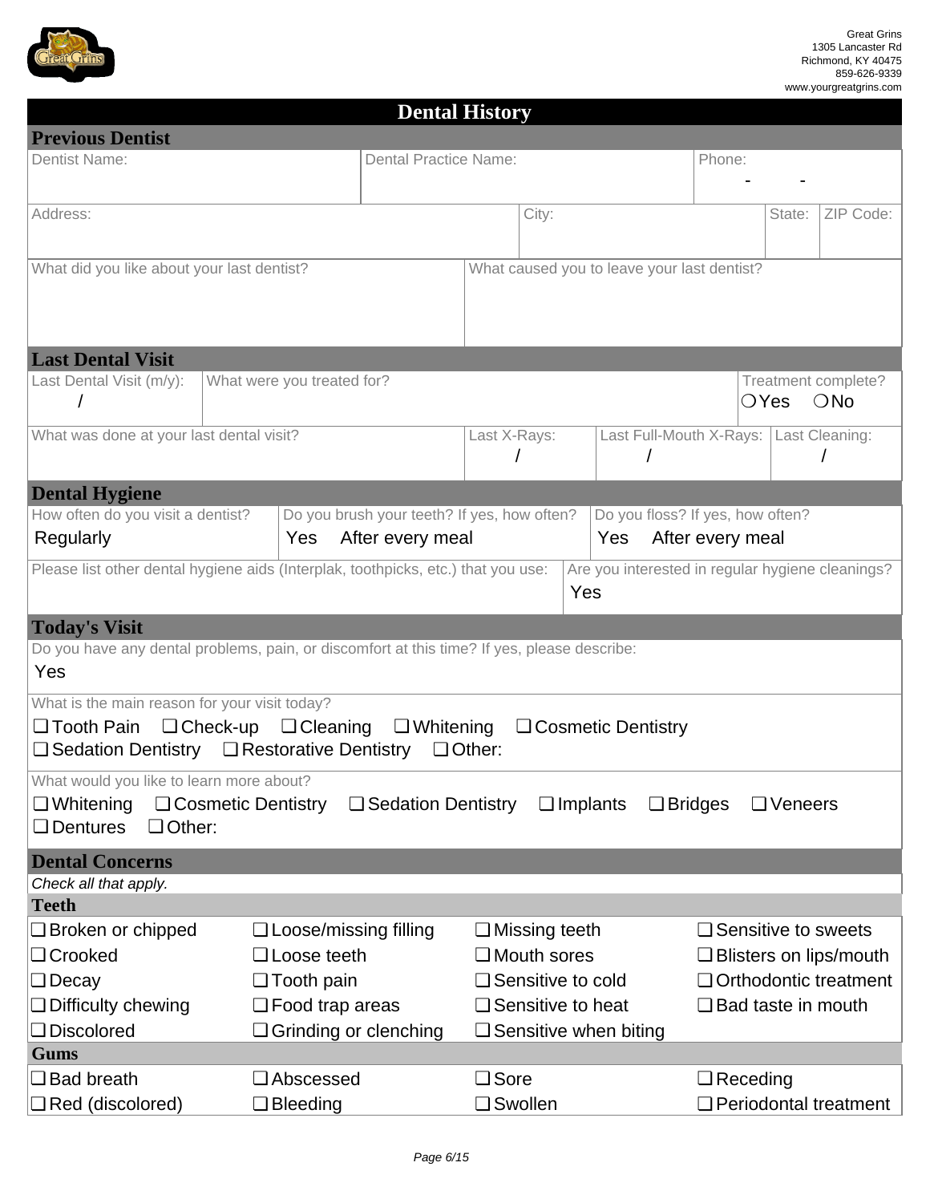Great Grins
1305 Lancaster Rd
Richmond, KY 40475
859-626-9339
www.yourgreatgrins.com

# Dental History

## Previous Dentist

| Dentist Name: | Dental Practice Name: | Phone: |
|---|---|---|
| | | - - |

| Address: | City: | State: | ZIP Code: |
|---|---|---|---|
| | | | |

| What did you like about your last dentist? | What caused you to leave your last dentist? |
|---|---|
| | |

## Last Dental Visit

| Last Dental Visit (m/y): | What were you treated for? | Treatment complete? |
|---|---|---|
| / | | ❍Yes ❍No |

| What was done at your last dental visit? | Last X-Rays: | Last Full-Mouth X-Rays: | Last Cleaning: |
|---|---|---|---|
| | / | / | / |

## Dental Hygiene

| How often do you visit a dentist? | Do you brush your teeth? If yes, how often? | Do you floss? If yes, how often? |
|---|---|---|
| Regularly | Yes After every meal | Yes After every meal |

| Please list other dental hygiene aids (Interplak, toothpicks, etc.) that you use: | Are you interested in regular hygiene cleanings? |
|---|---|
| | Yes |

## Today's Visit

Do you have any dental problems, pain, or discomfort at this time? If yes, please describe:
Yes

What is the main reason for your visit today?
❑ Tooth Pain ❑ Check-up ❑ Cleaning ❑ Whitening ❑ Cosmetic Dentistry
❑ Sedation Dentistry ❑ Restorative Dentistry ❑ Other:

What would you like to learn more about?
❑ Whitening ❑ Cosmetic Dentistry ❑ Sedation Dentistry ❑ Implants ❑ Bridges ❑ Veneers
❑ Dentures ❑ Other:

## Dental Concerns

*Check all that apply.*

### Teeth

| | | | |
|---|---|---|---|
| ❑ Broken or chipped | ❑ Loose/missing filling | ❑ Missing teeth | ❑ Sensitive to sweets |
| ❑ Crooked | ❑ Loose teeth | ❑ Mouth sores | ❑ Blisters on lips/mouth |
| ❑ Decay | ❑ Tooth pain | ❑ Sensitive to cold | ❑ Orthodontic treatment |
| ❑ Difficulty chewing | ❑ Food trap areas | ❑ Sensitive to heat | ❑ Bad taste in mouth |
| ❑ Discolored | ❑ Grinding or clenching | ❑ Sensitive when biting | |

### Gums

| | | | |
|---|---|---|---|
| ❑ Bad breath | ❑ Abscessed | ❑ Sore | ❑ Receding |
| ❑ Red (discolored) | ❑ Bleeding | ❑ Swollen | ❑ Periodontal treatment |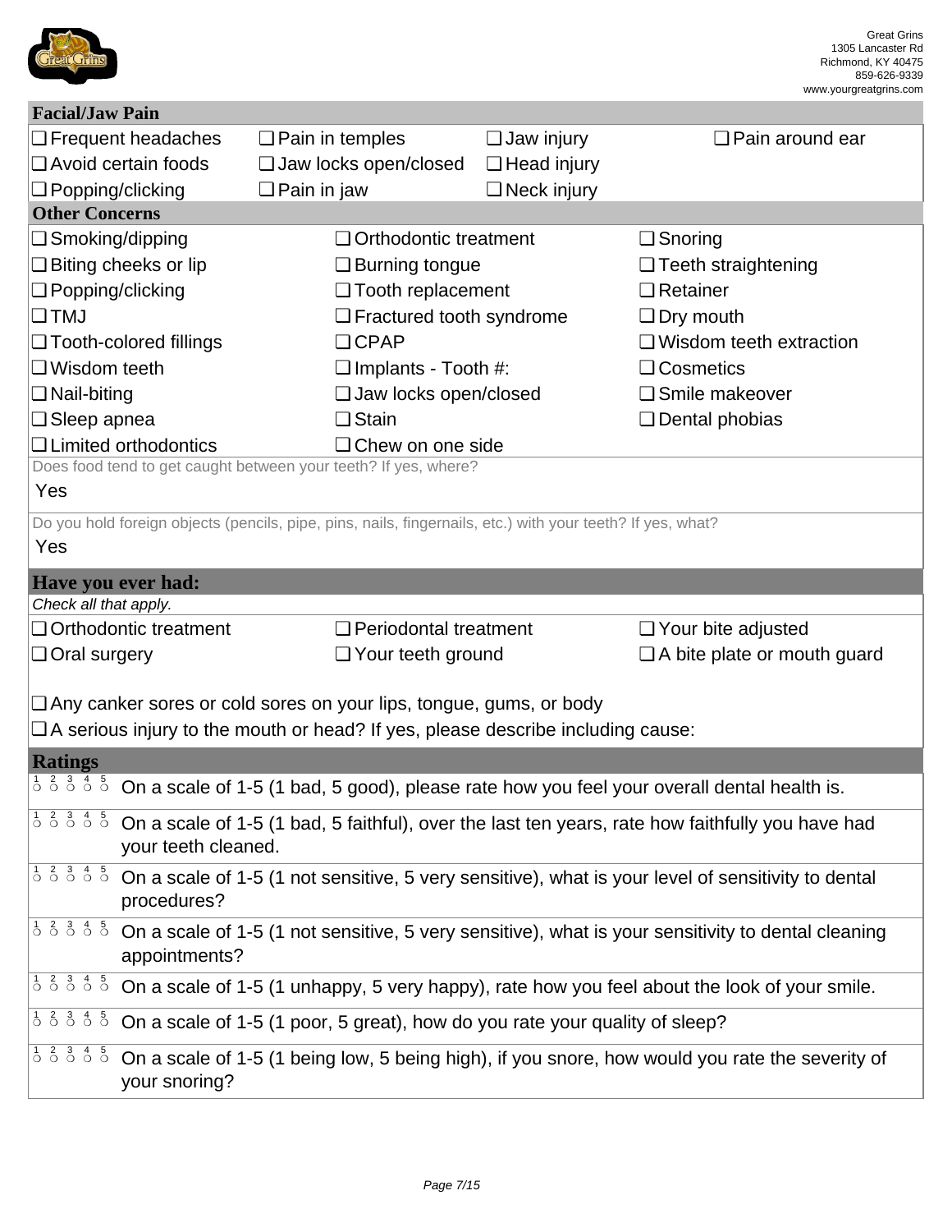Great Grins
1305 Lancaster Rd
Richmond, KY 40475
859-626-9339
www.yourgreatgrins.com

## Facial/Jaw Pain

| | | | |
|---|---|---|---|
| ❑ Frequent headaches | ❑ Pain in temples | ❑ Jaw injury | ❑ Pain around ear |
| ❑ Avoid certain foods | ❑ Jaw locks open/closed | ❑ Head injury | |
| ❑ Popping/clicking | ❑ Pain in jaw | ❑ Neck injury | |

## Other Concerns

| | | |
|---|---|---|
| ❑ Smoking/dipping | ❑ Orthodontic treatment | ❑ Snoring |
| ❑ Biting cheeks or lip | ❑ Burning tongue | ❑ Teeth straightening |
| ❑ Popping/clicking | ❑ Tooth replacement | ❑ Retainer |
| ❑ TMJ | ❑ Fractured tooth syndrome | ❑ Dry mouth |
| ❑ Tooth-colored fillings | ❑ CPAP | ❑ Wisdom teeth extraction |
| ❑ Wisdom teeth | ❑ Implants - Tooth #: | ❑ Cosmetics |
| ❑ Nail-biting | ❑ Jaw locks open/closed | ❑ Smile makeover |
| ❑ Sleep apnea | ❑ Stain | ❑ Dental phobias |
| ❑ Limited orthodontics | ❑ Chew on one side | |

Does food tend to get caught between your teeth? If yes, where?

Yes

Do you hold foreign objects (pencils, pipe, pins, nails, fingernails, etc.) with your teeth? If yes, what?

Yes

## Have you ever had:

*Check all that apply.*

| | | |
|---|---|---|
| ❑ Orthodontic treatment | ❑ Periodontal treatment | ❑ Your bite adjusted |
| ❑ Oral surgery | ❑ Your teeth ground | ❑ A bite plate or mouth guard |

❑ Any canker sores or cold sores on your lips, tongue, gums, or body

❑ A serious injury to the mouth or head? If yes, please describe including cause:

## Ratings

1 2 3 4 5 ○ ○ ○ ○ ○ On a scale of 1-5 (1 bad, 5 good), please rate how you feel your overall dental health is.

1 2 3 4 5 ○ ○ ○ ○ ○ On a scale of 1-5 (1 bad, 5 faithful), over the last ten years, rate how faithfully you have had your teeth cleaned.

1 2 3 4 5 ○ ○ ○ ○ ○ On a scale of 1-5 (1 not sensitive, 5 very sensitive), what is your level of sensitivity to dental procedures?

1 2 3 4 5 ○ ○ ○ ○ ○ On a scale of 1-5 (1 not sensitive, 5 very sensitive), what is your sensitivity to dental cleaning appointments?

1 2 3 4 5 ○ ○ ○ ○ ○ On a scale of 1-5 (1 unhappy, 5 very happy), rate how you feel about the look of your smile.

1 2 3 4 5 ○ ○ ○ ○ ○ On a scale of 1-5 (1 poor, 5 great), how do you rate your quality of sleep?

1 2 3 4 5 ○ ○ ○ ○ ○ On a scale of 1-5 (1 being low, 5 being high), if you snore, how would you rate the severity of your snoring?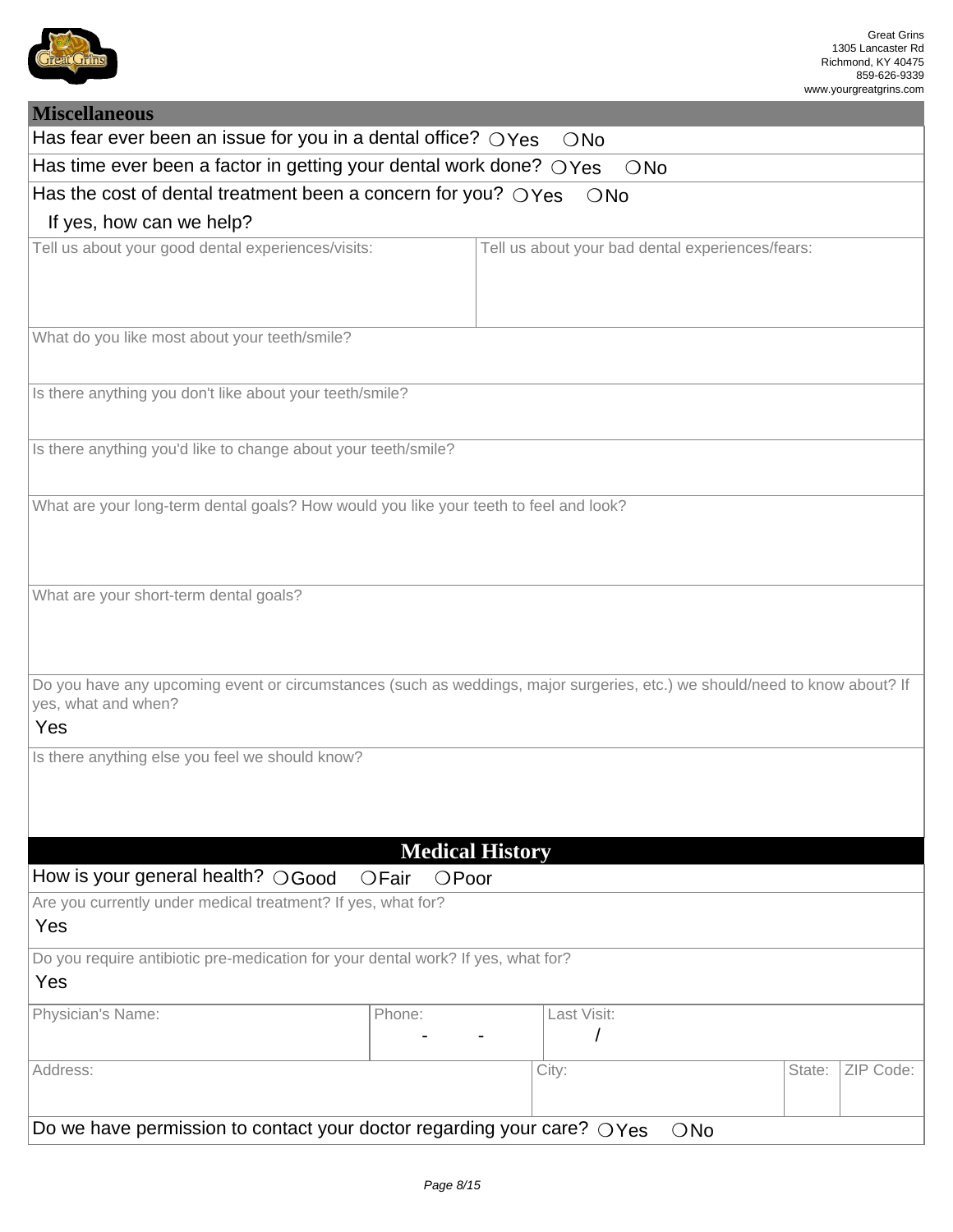Great Grins
1305 Lancaster Rd
Richmond, KY 40475
859-626-9339
www.yourgreatgrins.com

## Miscellaneous

Has fear ever been an issue for you in a dental office? ❍ Yes ❍ No

Has time ever been a factor in getting your dental work done? ❍ Yes ❍ No

Has the cost of dental treatment been a concern for you? ❍ Yes ❍ No

If yes, how can we help?

| Tell us about your good dental experiences/visits: | Tell us about your bad dental experiences/fears: |
| --- | --- |
| | |

What do you like most about your teeth/smile?

Is there anything you don't like about your teeth/smile?

Is there anything you'd like to change about your teeth/smile?

What are your long-term dental goals? How would you like your teeth to feel and look?

What are your short-term dental goals?

Do you have any upcoming event or circumstances (such as weddings, major surgeries, etc.) we should/need to know about? If yes, what and when?

Yes

Is there anything else you feel we should know?

## Medical History

How is your general health? ❍ Good ❍ Fair ❍ Poor

Are you currently under medical treatment? If yes, what for?

Yes

Do you require antibiotic pre-medication for your dental work? If yes, what for?

Yes

| Physician's Name: | Phone: | Last Visit: | | |
| --- | --- | --- | --- | --- |
| | - - | / | | |
| Address: | | City: | State: | ZIP Code: |

Do we have permission to contact your doctor regarding your care? ❍ Yes ❍ No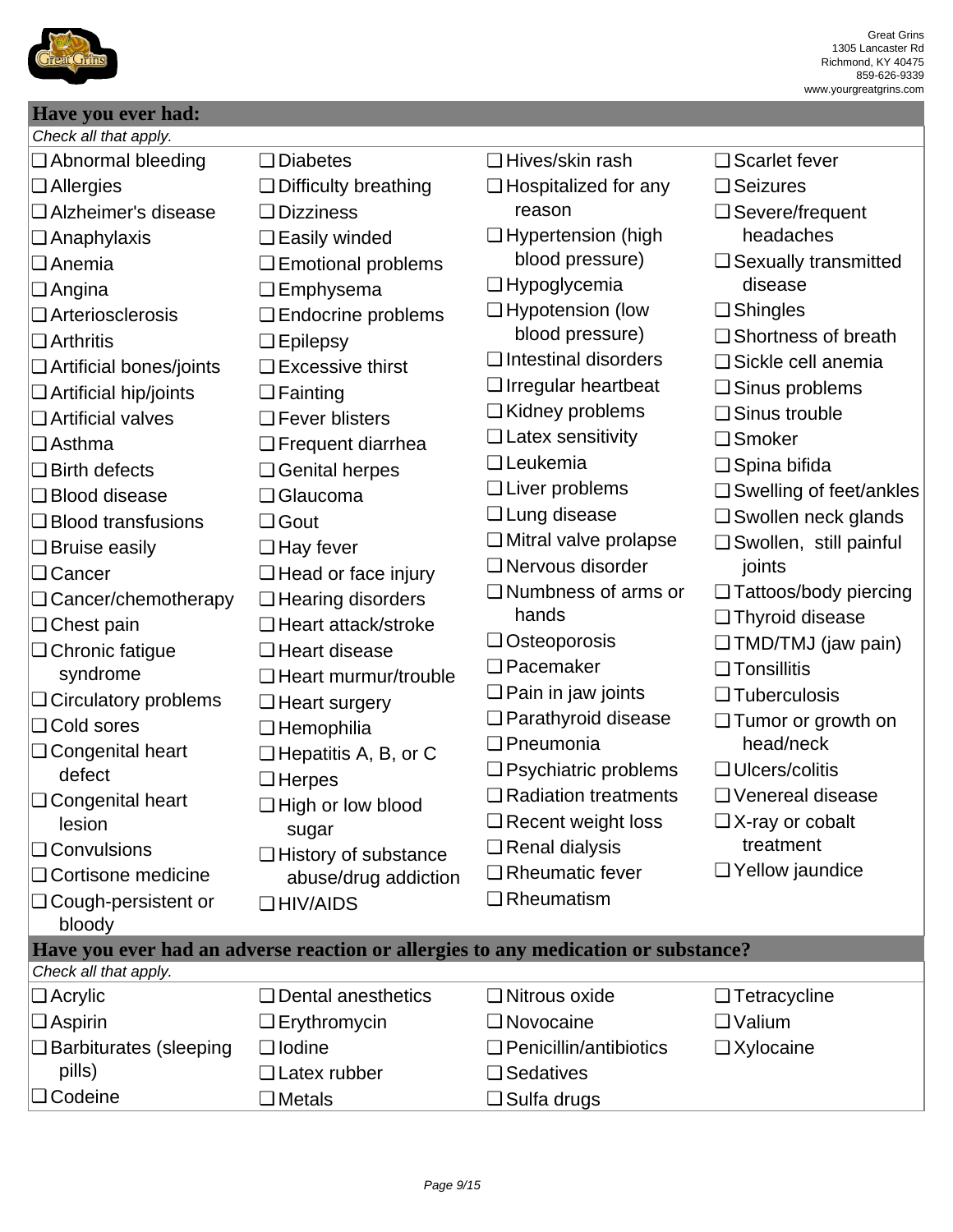Great Grins
1305 Lancaster Rd
Richmond, KY 40475
859-626-9339
www.yourgreatgrins.com

## Have you ever had:

*Check all that apply.*

- ❑ Abnormal bleeding
- ❑ Allergies
- ❑ Alzheimer's disease
- ❑ Anaphylaxis
- ❑ Anemia
- ❑ Angina
- ❑ Arteriosclerosis
- ❑ Arthritis
- ❑ Artificial bones/joints
- ❑ Artificial hip/joints
- ❑ Artificial valves
- ❑ Asthma
- ❑ Birth defects
- ❑ Blood disease
- ❑ Blood transfusions
- ❑ Bruise easily
- ❑ Cancer
- ❑ Cancer/chemotherapy
- ❑ Chest pain
- ❑ Chronic fatigue syndrome
- ❑ Circulatory problems
- ❑ Cold sores
- ❑ Congenital heart defect
- ❑ Congenital heart lesion
- ❑ Convulsions
- ❑ Cortisone medicine
- ❑ Cough-persistent or bloody
- ❑ Diabetes
- ❑ Difficulty breathing
- ❑ Dizziness
- ❑ Easily winded
- ❑ Emotional problems
- ❑ Emphysema
- ❑ Endocrine problems
- ❑ Epilepsy
- ❑ Excessive thirst
- ❑ Fainting
- ❑ Fever blisters
- ❑ Frequent diarrhea
- ❑ Genital herpes
- ❑ Glaucoma
- ❑ Gout
- ❑ Hay fever
- ❑ Head or face injury
- ❑ Hearing disorders
- ❑ Heart attack/stroke
- ❑ Heart disease
- ❑ Heart murmur/trouble
- ❑ Heart surgery
- ❑ Hemophilia
- ❑ Hepatitis A, B, or C
- ❑ Herpes
- ❑ High or low blood sugar
- ❑ History of substance abuse/drug addiction
- ❑ HIV/AIDS
- ❑ Hives/skin rash
- ❑ Hospitalized for any reason
- ❑ Hypertension (high blood pressure)
- ❑ Hypoglycemia
- ❑ Hypotension (low blood pressure)
- ❑ Intestinal disorders
- ❑ Irregular heartbeat
- ❑ Kidney problems
- ❑ Latex sensitivity
- ❑ Leukemia
- ❑ Liver problems
- ❑ Lung disease
- ❑ Mitral valve prolapse
- ❑ Nervous disorder
- ❑ Numbness of arms or hands
- ❑ Osteoporosis
- ❑ Pacemaker
- ❑ Pain in jaw joints
- ❑ Parathyroid disease
- ❑ Pneumonia
- ❑ Psychiatric problems
- ❑ Radiation treatments
- ❑ Recent weight loss
- ❑ Renal dialysis
- ❑ Rheumatic fever
- ❑ Rheumatism
- ❑ Scarlet fever
- ❑ Seizures
- ❑ Severe/frequent headaches
- ❑ Sexually transmitted disease
- ❑ Shingles
- ❑ Shortness of breath
- ❑ Sickle cell anemia
- ❑ Sinus problems
- ❑ Sinus trouble
- ❑ Smoker
- ❑ Spina bifida
- ❑ Swelling of feet/ankles
- ❑ Swollen neck glands
- ❑ Swollen, still painful joints
- ❑ Tattoos/body piercing
- ❑ Thyroid disease
- ❑ TMD/TMJ (jaw pain)
- ❑ Tonsillitis
- ❑ Tuberculosis
- ❑ Tumor or growth on head/neck
- ❑ Ulcers/colitis
- ❑ Venereal disease
- ❑ X-ray or cobalt treatment
- ❑ Yellow jaundice

## Have you ever had an adverse reaction or allergies to any medication or substance?

*Check all that apply.*

- ❑ Acrylic
- ❑ Aspirin
- ❑ Barbiturates (sleeping pills)
- ❑ Codeine
- ❑ Dental anesthetics
- ❑ Erythromycin
- ❑ Iodine
- ❑ Latex rubber
- ❑ Metals
- ❑ Nitrous oxide
- ❑ Novocaine
- ❑ Penicillin/antibiotics
- ❑ Sedatives
- ❑ Sulfa drugs
- ❑ Tetracycline
- ❑ Valium
- ❑ Xylocaine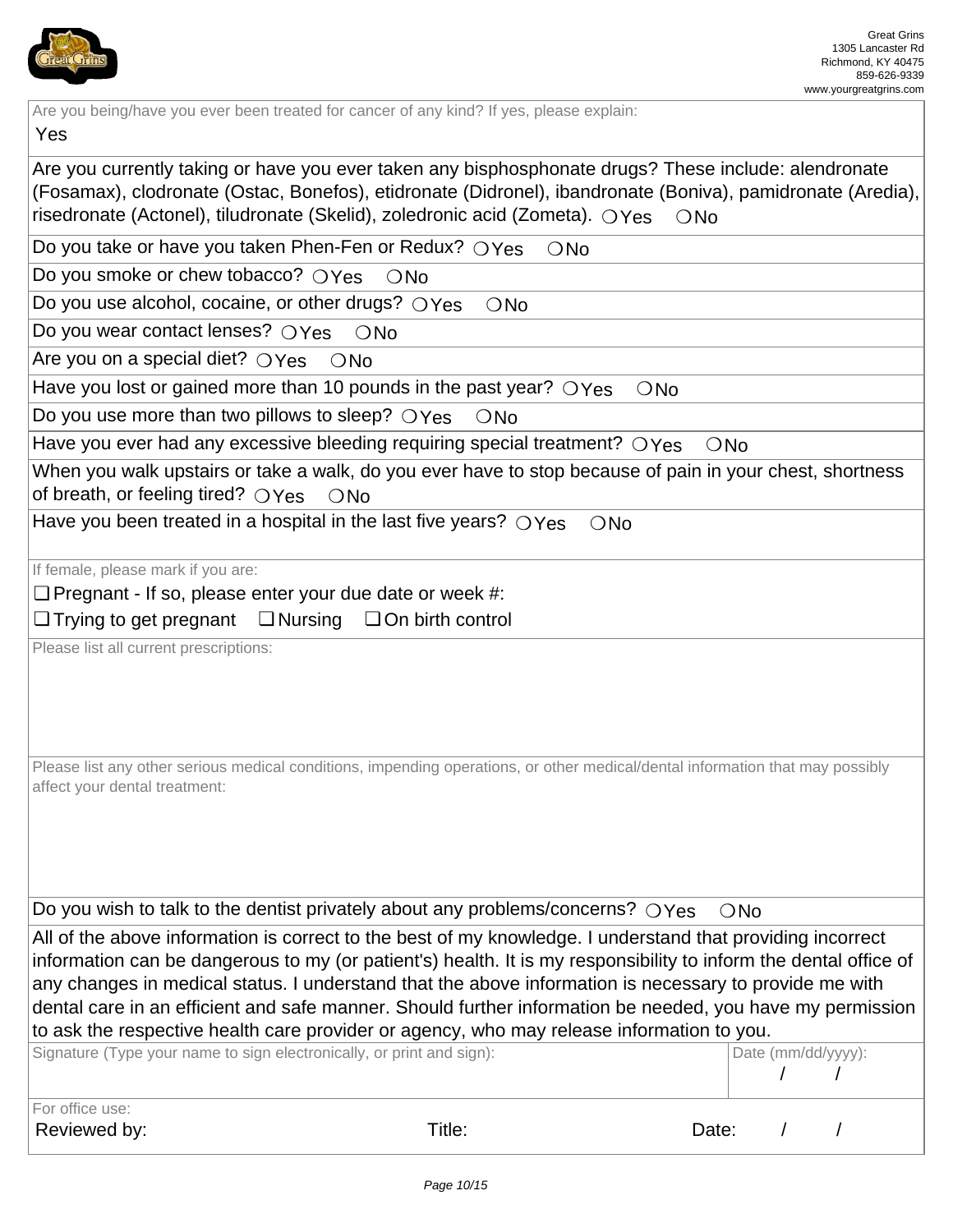Great Grins
1305 Lancaster Rd
Richmond, KY 40475
859-626-9339
www.yourgreatgrins.com

Are you being/have you ever been treated for cancer of any kind? If yes, please explain:
Yes

Are you currently taking or have you ever taken any bisphosphonate drugs? These include: alendronate (Fosamax), clodronate (Ostac, Bonefos), etidronate (Didronel), ibandronate (Boniva), pamidronate (Aredia), risedronate (Actonel), tiludronate (Skelid), zoledronic acid (Zometa). ❍ Yes ❍ No

Do you take or have you taken Phen-Fen or Redux? ❍ Yes ❍ No

Do you smoke or chew tobacco? ❍ Yes ❍ No

Do you use alcohol, cocaine, or other drugs? ❍ Yes ❍ No

Do you wear contact lenses? ❍ Yes ❍ No

Are you on a special diet? ❍ Yes ❍ No

Have you lost or gained more than 10 pounds in the past year? ❍ Yes ❍ No

Do you use more than two pillows to sleep? ❍ Yes ❍ No

Have you ever had any excessive bleeding requiring special treatment? ❍ Yes ❍ No

When you walk upstairs or take a walk, do you ever have to stop because of pain in your chest, shortness of breath, or feeling tired? ❍ Yes ❍ No

Have you been treated in a hospital in the last five years? ❍ Yes ❍ No

If female, please mark if you are:

❑ Pregnant - If so, please enter your due date or week #:

❑ Trying to get pregnant ❑ Nursing ❑ On birth control

Please list all current prescriptions:

Please list any other serious medical conditions, impending operations, or other medical/dental information that may possibly affect your dental treatment:

Do you wish to talk to the dentist privately about any problems/concerns? ❍ Yes ❍ No

All of the above information is correct to the best of my knowledge. I understand that providing incorrect information can be dangerous to my (or patient's) health. It is my responsibility to inform the dental office of any changes in medical status. I understand that the above information is necessary to provide me with dental care in an efficient and safe manner. Should further information be needed, you have my permission to ask the respective health care provider or agency, who may release information to you.

Signature (Type your name to sign electronically, or print and sign):

Date (mm/dd/yyyy): / /

For office use:

Reviewed by: Title: Date: / /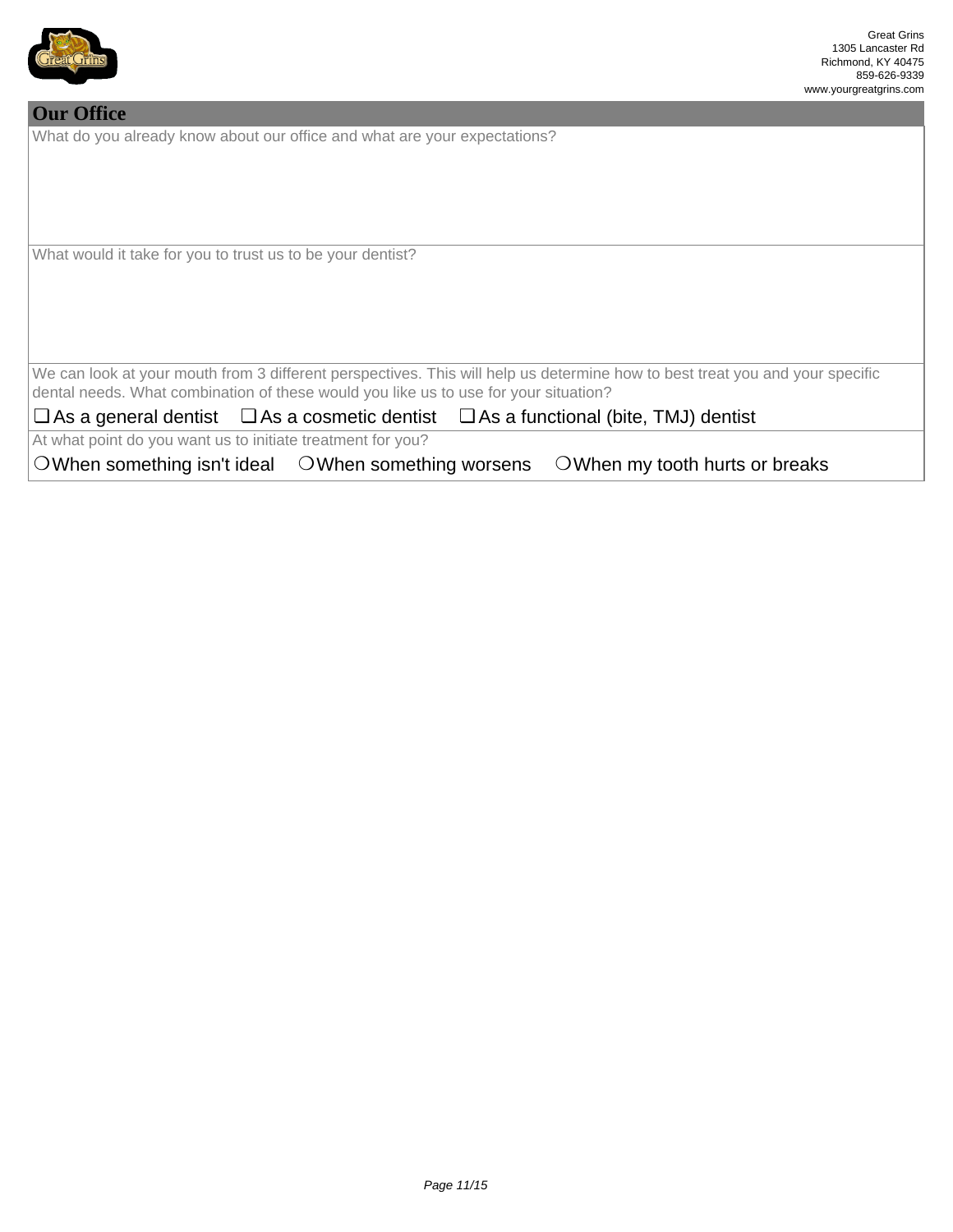Great Grins
1305 Lancaster Rd
Richmond, KY 40475
859-626-9339
www.yourgreatgrins.com

## Our Office

What do you already know about our office and what are your expectations?

What would it take for you to trust us to be your dentist?

We can look at your mouth from 3 different perspectives. This will help us determine how to best treat you and your specific dental needs. What combination of these would you like us to use for your situation?

❑ As a general dentist ❑ As a cosmetic dentist ❑ As a functional (bite, TMJ) dentist

At what point do you want us to initiate treatment for you?

○ When something isn't ideal ○ When something worsens ○ When my tooth hurts or breaks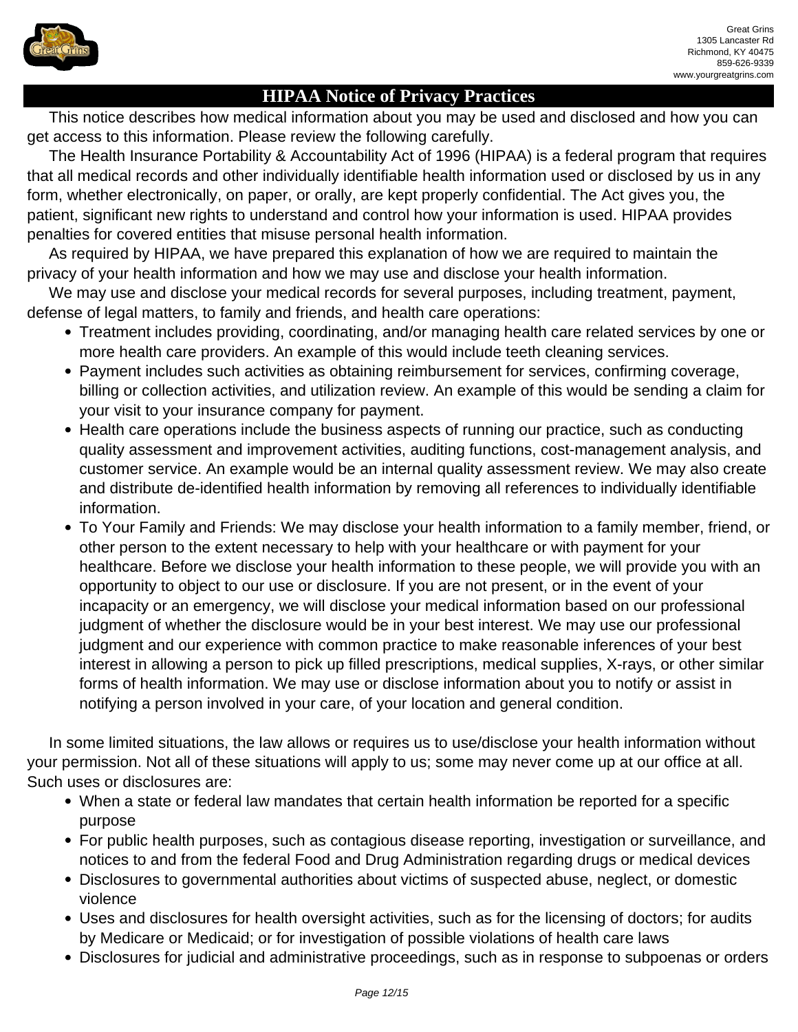# HIPAA Notice of Privacy Practices

This notice describes how medical information about you may be used and disclosed and how you can get access to this information. Please review the following carefully.

The Health Insurance Portability & Accountability Act of 1996 (HIPAA) is a federal program that requires that all medical records and other individually identifiable health information used or disclosed by us in any form, whether electronically, on paper, or orally, are kept properly confidential. The Act gives you, the patient, significant new rights to understand and control how your information is used. HIPAA provides penalties for covered entities that misuse personal health information.

As required by HIPAA, we have prepared this explanation of how we are required to maintain the privacy of your health information and how we may use and disclose your health information.

We may use and disclose your medical records for several purposes, including treatment, payment, defense of legal matters, to family and friends, and health care operations:

- Treatment includes providing, coordinating, and/or managing health care related services by one or more health care providers. An example of this would include teeth cleaning services.
- Payment includes such activities as obtaining reimbursement for services, confirming coverage, billing or collection activities, and utilization review. An example of this would be sending a claim for your visit to your insurance company for payment.
- Health care operations include the business aspects of running our practice, such as conducting quality assessment and improvement activities, auditing functions, cost-management analysis, and customer service. An example would be an internal quality assessment review. We may also create and distribute de-identified health information by removing all references to individually identifiable information.
- To Your Family and Friends: We may disclose your health information to a family member, friend, or other person to the extent necessary to help with your healthcare or with payment for your healthcare. Before we disclose your health information to these people, we will provide you with an opportunity to object to our use or disclosure. If you are not present, or in the event of your incapacity or an emergency, we will disclose your medical information based on our professional judgment of whether the disclosure would be in your best interest. We may use our professional judgment and our experience with common practice to make reasonable inferences of your best interest in allowing a person to pick up filled prescriptions, medical supplies, X-rays, or other similar forms of health information. We may use or disclose information about you to notify or assist in notifying a person involved in your care, of your location and general condition.

In some limited situations, the law allows or requires us to use/disclose your health information without your permission. Not all of these situations will apply to us; some may never come up at our office at all. Such uses or disclosures are:

- When a state or federal law mandates that certain health information be reported for a specific purpose
- For public health purposes, such as contagious disease reporting, investigation or surveillance, and notices to and from the federal Food and Drug Administration regarding drugs or medical devices
- Disclosures to governmental authorities about victims of suspected abuse, neglect, or domestic violence
- Uses and disclosures for health oversight activities, such as for the licensing of doctors; for audits by Medicare or Medicaid; or for investigation of possible violations of health care laws
- Disclosures for judicial and administrative proceedings, such as in response to subpoenas or orders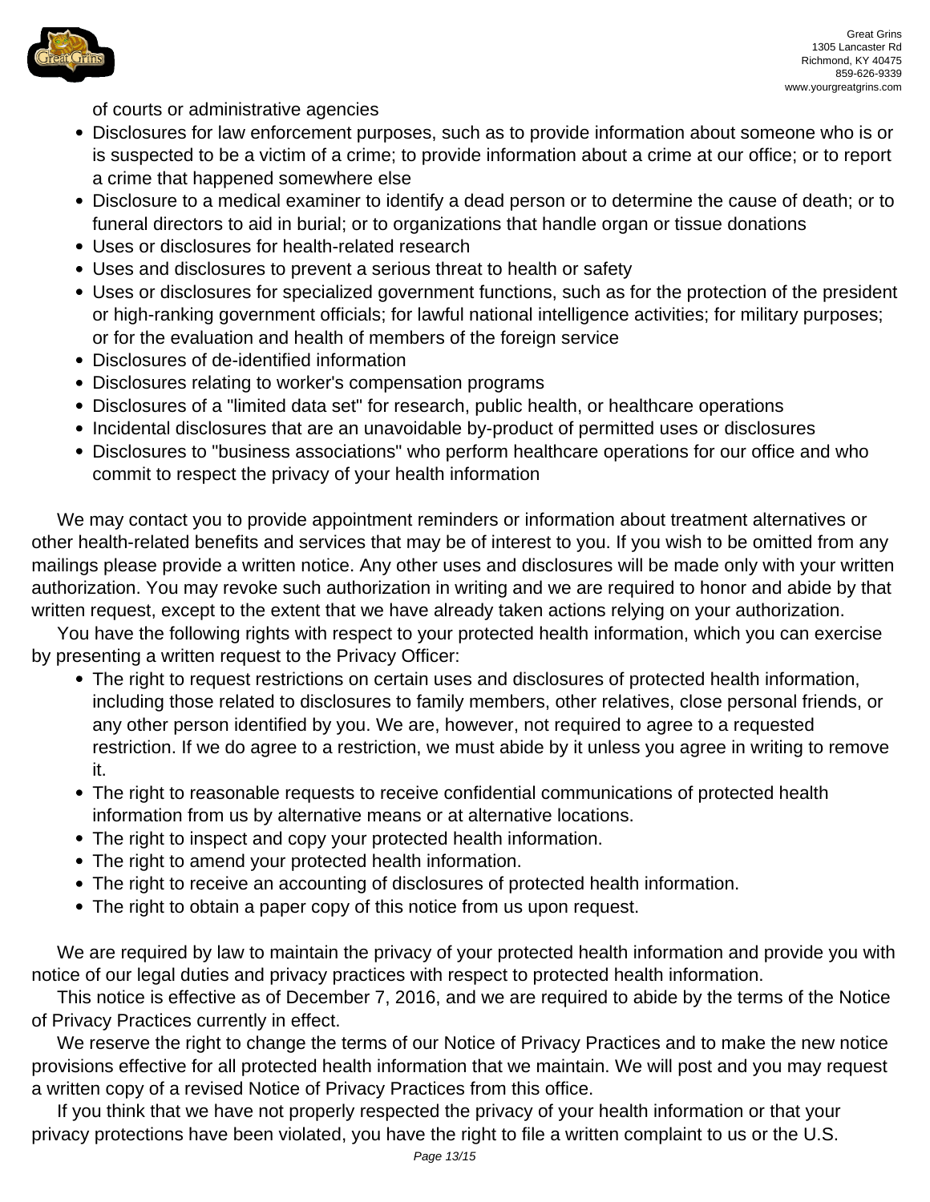of courts or administrative agencies

- Disclosures for law enforcement purposes, such as to provide information about someone who is or is suspected to be a victim of a crime; to provide information about a crime at our office; or to report a crime that happened somewhere else
- Disclosure to a medical examiner to identify a dead person or to determine the cause of death; or to funeral directors to aid in burial; or to organizations that handle organ or tissue donations
- Uses or disclosures for health-related research
- Uses and disclosures to prevent a serious threat to health or safety
- Uses or disclosures for specialized government functions, such as for the protection of the president or high-ranking government officials; for lawful national intelligence activities; for military purposes; or for the evaluation and health of members of the foreign service
- Disclosures of de-identified information
- Disclosures relating to worker's compensation programs
- Disclosures of a "limited data set" for research, public health, or healthcare operations
- Incidental disclosures that are an unavoidable by-product of permitted uses or disclosures
- Disclosures to "business associations" who perform healthcare operations for our office and who commit to respect the privacy of your health information

We may contact you to provide appointment reminders or information about treatment alternatives or other health-related benefits and services that may be of interest to you. If you wish to be omitted from any mailings please provide a written notice. Any other uses and disclosures will be made only with your written authorization. You may revoke such authorization in writing and we are required to honor and abide by that written request, except to the extent that we have already taken actions relying on your authorization.

You have the following rights with respect to your protected health information, which you can exercise by presenting a written request to the Privacy Officer:

- The right to request restrictions on certain uses and disclosures of protected health information, including those related to disclosures to family members, other relatives, close personal friends, or any other person identified by you. We are, however, not required to agree to a requested restriction. If we do agree to a restriction, we must abide by it unless you agree in writing to remove it.
- The right to reasonable requests to receive confidential communications of protected health information from us by alternative means or at alternative locations.
- The right to inspect and copy your protected health information.
- The right to amend your protected health information.
- The right to receive an accounting of disclosures of protected health information.
- The right to obtain a paper copy of this notice from us upon request.

We are required by law to maintain the privacy of your protected health information and provide you with notice of our legal duties and privacy practices with respect to protected health information.

This notice is effective as of December 7, 2016, and we are required to abide by the terms of the Notice of Privacy Practices currently in effect.

We reserve the right to change the terms of our Notice of Privacy Practices and to make the new notice provisions effective for all protected health information that we maintain. We will post and you may request a written copy of a revised Notice of Privacy Practices from this office.

If you think that we have not properly respected the privacy of your health information or that your privacy protections have been violated, you have the right to file a written complaint to us or the U.S.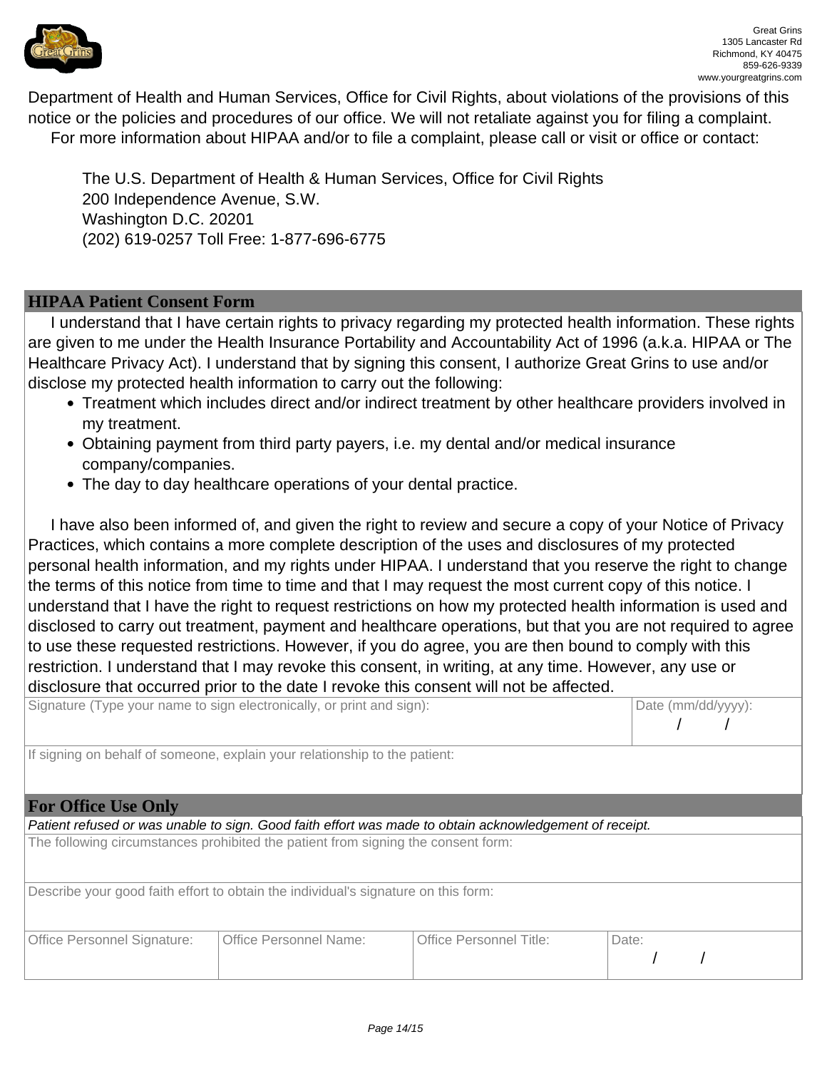Department of Health and Human Services, Office for Civil Rights, about violations of the provisions of this notice or the policies and procedures of our office. We will not retaliate against you for filing a complaint.

For more information about HIPAA and/or to file a complaint, please call or visit or office or contact:

The U.S. Department of Health & Human Services, Office for Civil Rights
200 Independence Avenue, S.W.
Washington D.C. 20201
(202) 619-0257 Toll Free: 1-877-696-6775

## HIPAA Patient Consent Form

I understand that I have certain rights to privacy regarding my protected health information. These rights are given to me under the Health Insurance Portability and Accountability Act of 1996 (a.k.a. HIPAA or The Healthcare Privacy Act). I understand that by signing this consent, I authorize Great Grins to use and/or disclose my protected health information to carry out the following:

- Treatment which includes direct and/or indirect treatment by other healthcare providers involved in my treatment.
- Obtaining payment from third party payers, i.e. my dental and/or medical insurance company/companies.
- The day to day healthcare operations of your dental practice.

I have also been informed of, and given the right to review and secure a copy of your Notice of Privacy Practices, which contains a more complete description of the uses and disclosures of my protected personal health information, and my rights under HIPAA. I understand that you reserve the right to change the terms of this notice from time to time and that I may request the most current copy of this notice. I understand that I have the right to request restrictions on how my protected health information is used and disclosed to carry out treatment, payment and healthcare operations, but that you are not required to agree to use these requested restrictions. However, if you do agree, you are then bound to comply with this restriction. I understand that I may revoke this consent, in writing, at any time. However, any use or disclosure that occurred prior to the date I revoke this consent will not be affected.

| Signature (Type your name to sign electronically, or print and sign): | Date (mm/dd/yyyy): / / |
| --- | --- |

If signing on behalf of someone, explain your relationship to the patient:

## For Office Use Only

*Patient refused or was unable to sign. Good faith effort was made to obtain acknowledgement of receipt.*

The following circumstances prohibited the patient from signing the consent form:

Describe your good faith effort to obtain the individual's signature on this form:

| Office Personnel Signature: | Office Personnel Name: | Office Personnel Title: | Date: / / |
| --- | --- | --- | --- |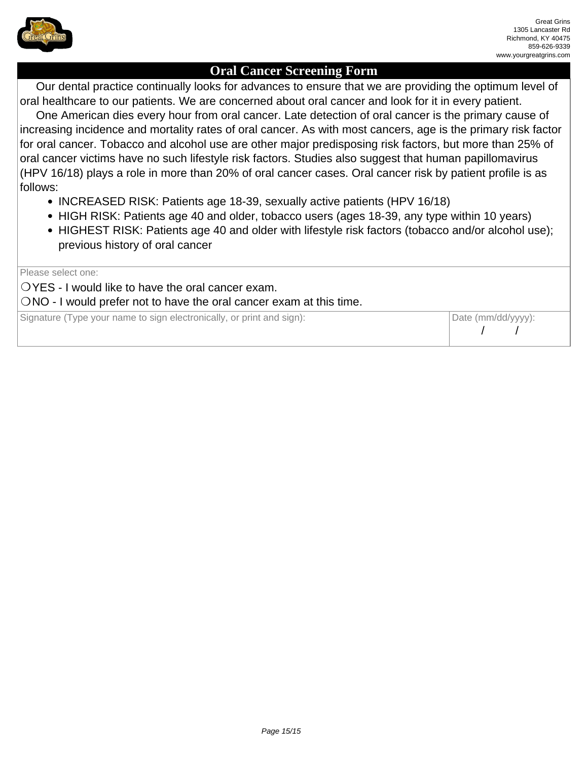Great Grins
1305 Lancaster Rd
Richmond, KY 40475
859-626-9339
www.yourgreatgrins.com

# Oral Cancer Screening Form

Our dental practice continually looks for advances to ensure that we are providing the optimum level of oral healthcare to our patients. We are concerned about oral cancer and look for it in every patient.

One American dies every hour from oral cancer. Late detection of oral cancer is the primary cause of increasing incidence and mortality rates of oral cancer. As with most cancers, age is the primary risk factor for oral cancer. Tobacco and alcohol use are other major predisposing risk factors, but more than 25% of oral cancer victims have no such lifestyle risk factors. Studies also suggest that human papillomavirus (HPV 16/18) plays a role in more than 20% of oral cancer cases. Oral cancer risk by patient profile is as follows:

- INCREASED RISK: Patients age 18-39, sexually active patients (HPV 16/18)
- HIGH RISK: Patients age 40 and older, tobacco users (ages 18-39, any type within 10 years)
- HIGHEST RISK: Patients age 40 and older with lifestyle risk factors (tobacco and/or alcohol use); previous history of oral cancer

Please select one:

❍ YES - I would like to have the oral cancer exam.

❍ NO - I would prefer not to have the oral cancer exam at this time.

| Signature (Type your name to sign electronically, or print and sign): | Date (mm/dd/yyyy): |
|---|---|
| | / / |